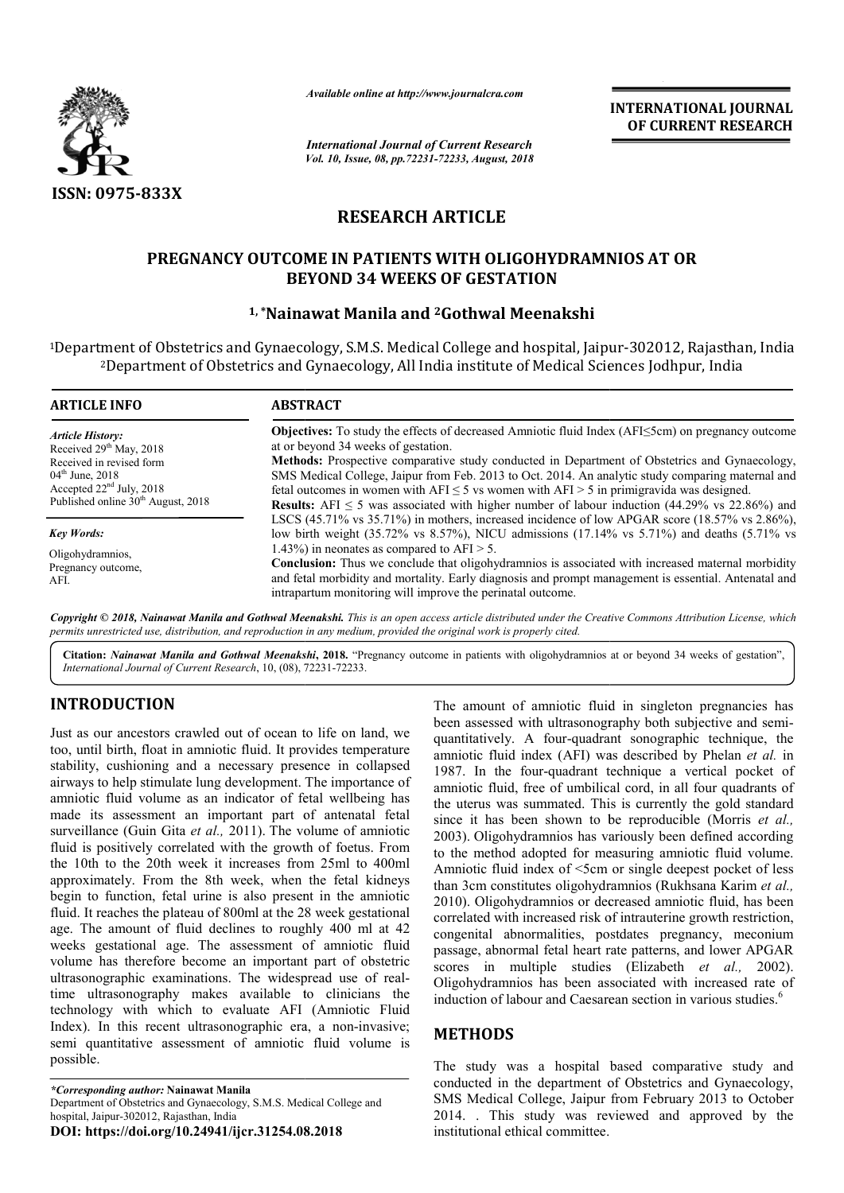*Available online at http://www.journalcra.com*

**INTERNATIONAL JOURNAL OF CURRENT RESEARCH**

*International Journal of Current Research*
*Vol. 10, Issue, 08, pp.72231-72233, August, 2018*

**ISSN: 0975-833X**

**RESEARCH ARTICLE**

# PREGNANCY OUTCOME IN PATIENTS WITH OLIGOHYDRAMNIOS AT OR BEYOND 34 WEEKS OF GESTATION

**[1,]*Nainawat Manila and [2]Gothwal Meenakshi**

[1]Department of Obstetrics and Gynaecology, S.M.S. Medical College and hospital, Jaipur-302012, Rajasthan, India
[2]Department of Obstetrics and Gynaecology, All India institute of Medical Sciences Jodhpur, India

**ARTICLE INFO**

*Article History:*
Received 29[th] May, 2018
Received in revised form
04[th] June, 2018
Accepted 22[nd] July, 2018
Published online 30[th] August, 2018

*Key Words:*
Oligohydramnios,
Pregnancy outcome,
AFI.

**ABSTRACT**

**Objectives:** To study the effects of decreased Amniotic fluid Index (AFI≤5cm) on pregnancy outcome at or beyond 34 weeks of gestation.

**Methods:** Prospective comparative study conducted in Department of Obstetrics and Gynaecology, SMS Medical College, Jaipur from Feb. 2013 to Oct. 2014. An analytic study comparing maternal and fetal outcomes in women with AFI ≤ 5 vs women with AFI > 5 in primigravida was designed.

**Results:** AFI ≤ 5 was associated with higher number of labour induction (44.29% vs 22.86%) and LSCS (45.71% vs 35.71%) in mothers, increased incidence of low APGAR score (18.57% vs 2.86%), low birth weight (35.72% vs 8.57%), NICU admissions (17.14% vs 5.71%) and deaths (5.71% vs 1.43%) in neonates as compared to AFI > 5.

**Conclusion:** Thus we conclude that oligohydramnios is associated with increased maternal morbidity and fetal morbidity and mortality. Early diagnosis and prompt management is essential. Antenatal and intrapartum monitoring will improve the perinatal outcome.

*Copyright © 2018, Nainawat Manila and Gothwal Meenakshi. This is an open access article distributed under the Creative Commons Attribution License, which permits unrestricted use, distribution, and reproduction in any medium, provided the original work is properly cited.*

**Citation:** *Nainawat Manila and Gothwal Meenakshi*, **2018.** "Pregnancy outcome in patients with oligohydramnios at or beyond 34 weeks of gestation", *International Journal of Current Research*, 10, (08), 72231-72233.

## INTRODUCTION

Just as our ancestors crawled out of ocean to life on land, we too, until birth, float in amniotic fluid. It provides temperature stability, cushioning and a necessary presence in collapsed airways to help stimulate lung development. The importance of amniotic fluid volume as an indicator of fetal wellbeing has made its assessment an important part of antenatal fetal surveillance (Guin Gita *et al.,* 2011). The volume of amniotic fluid is positively correlated with the growth of foetus. From the 10th to the 20th week it increases from 25ml to 400ml approximately. From the 8th week, when the fetal kidneys begin to function, fetal urine is also present in the amniotic fluid. It reaches the plateau of 800ml at the 28 week gestational age. The amount of fluid declines to roughly 400 ml at 42 weeks gestational age. The assessment of amniotic fluid volume has therefore become an important part of obstetric ultrasonographic examinations. The widespread use of real-time ultrasonography makes available to clinicians the technology with which to evaluate AFI (Amniotic Fluid Index). In this recent ultrasonographic era, a non-invasive; semi quantitative assessment of amniotic fluid volume is possible.

The amount of amniotic fluid in singleton pregnancies has been assessed with ultrasonography both subjective and semi-quantitatively. A four-quadrant sonographic technique, the amniotic fluid index (AFI) was described by Phelan *et al.* in 1987. In the four-quadrant technique a vertical pocket of amniotic fluid, free of umbilical cord, in all four quadrants of the uterus was summated. This is currently the gold standard since it has been shown to be reproducible (Morris *et al.,* 2003). Oligohydramnios has variously been defined according to the method adopted for measuring amniotic fluid volume. Amniotic fluid index of <5cm or single deepest pocket of less than 3cm constitutes oligohydramnios (Rukhsana Karim *et al.,* 2010). Oligohydramnios or decreased amniotic fluid, has been correlated with increased risk of intrauterine growth restriction, congenital abnormalities, postdates pregnancy, meconium passage, abnormal fetal heart rate patterns, and lower APGAR scores in multiple studies (Elizabeth *et al.,* 2002). Oligohydramnios has been associated with increased rate of induction of labour and Caesarean section in various studies.[6]

## METHODS

The study was a hospital based comparative study and conducted in the department of Obstetrics and Gynaecology, SMS Medical College, Jaipur from February 2013 to October 2014. . This study was reviewed and approved by the institutional ethical committee.

*\*Corresponding author:* **Nainawat Manila**
Department of Obstetrics and Gynaecology, S.M.S. Medical College and hospital, Jaipur-302012, Rajasthan, India
**DOI: https://doi.org/10.24941/ijcr.31254.08.2018**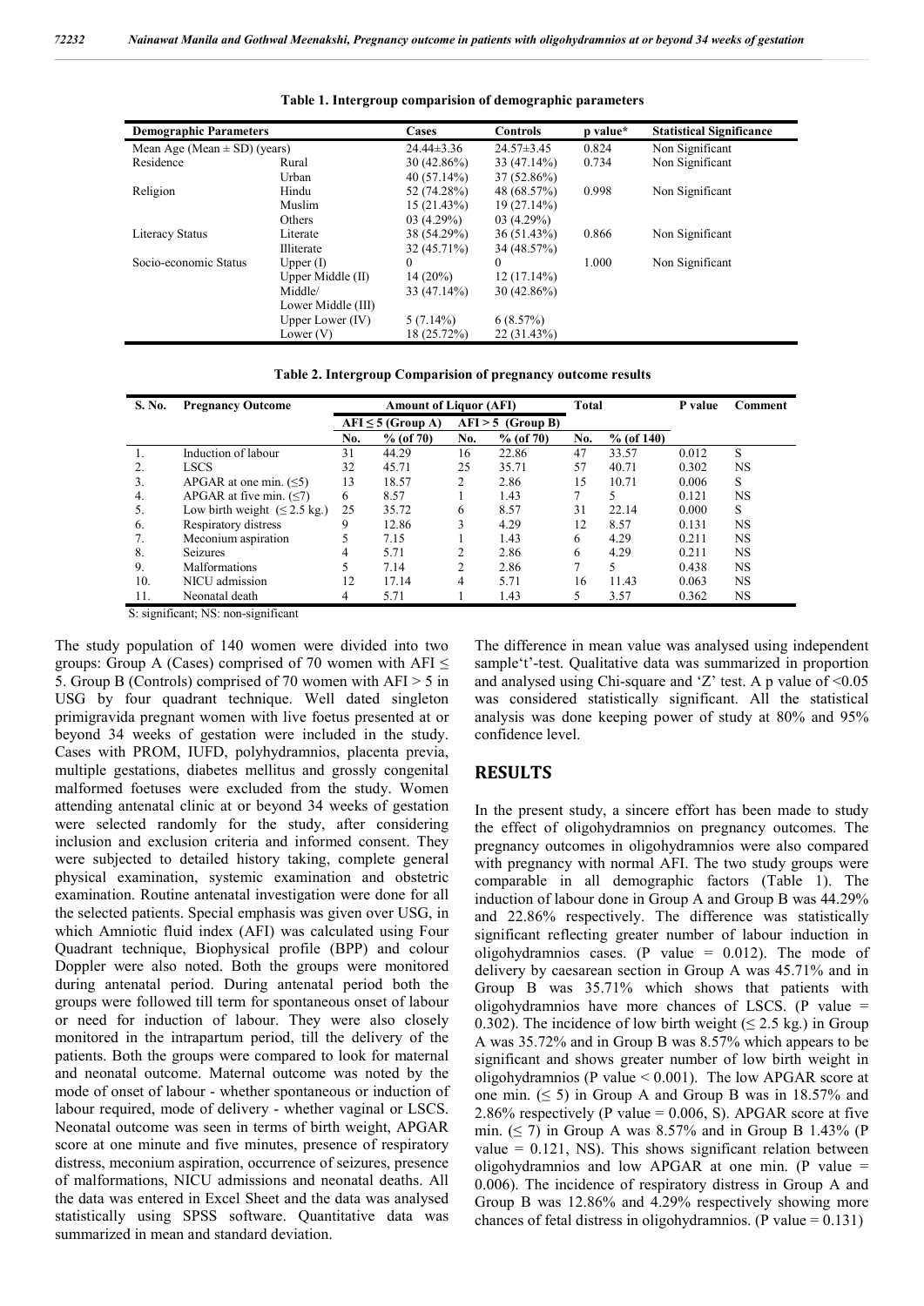**Table 1. Intergroup comparision of demographic parameters**

| Demographic Parameters | | Cases | Controls | p value* | Statistical Significance |
|---|---|---|---|---|---|
| Mean Age (Mean ± SD) (years) | | 24.44±3.36 | 24.57±3.45 | 0.824 | Non Significant |
| Residence | Rural | 30 (42.86%) | 33 (47.14%) | 0.734 | Non Significant |
| | Urban | 40 (57.14%) | 37 (52.86%) | | |
| Religion | Hindu | 52 (74.28%) | 48 (68.57%) | 0.998 | Non Significant |
| | Muslim | 15 (21.43%) | 19 (27.14%) | | |
| | Others | 03 (4.29%) | 03 (4.29%) | | |
| Literacy Status | Literate | 38 (54.29%) | 36 (51.43%) | 0.866 | Non Significant |
| | Illiterate | 32 (45.71%) | 34 (48.57%) | | |
| Socio-economic Status | Upper (I) | 0 | 0 | 1.000 | Non Significant |
| | Upper Middle (II) | 14 (20%) | 12 (17.14%) | | |
| | Middle/ Lower Middle (III) | 33 (47.14%) | 30 (42.86%) | | |
| | Upper Lower (IV) | 5 (7.14%) | 6 (8.57%) | | |
| | Lower (V) | 18 (25.72%) | 22 (31.43%) | | |

**Table 2. Intergroup Comparision of pregnancy outcome results**

| S. No. | Pregnancy Outcome | Amount of Liquor (AFI) | | | | Total | | P value | Comment |
|---|---|---|---|---|---|---|---|---|---|
| | | AFI ≤ 5 (Group A) | | AFI > 5 (Group B) | | | | | |
| | | No. | % (of 70) | No. | % (of 70) | No. | % (of 140) | | |
| 1. | Induction of labour | 31 | 44.29 | 16 | 22.86 | 47 | 33.57 | 0.012 | S |
| 2. | LSCS | 32 | 45.71 | 25 | 35.71 | 57 | 40.71 | 0.302 | NS |
| 3. | APGAR at one min. (≤5) | 13 | 18.57 | 2 | 2.86 | 15 | 10.71 | 0.006 | S |
| 4. | APGAR at five min. (≤7) | 6 | 8.57 | 1 | 1.43 | 7 | 5 | 0.121 | NS |
| 5. | Low birth weight (≤ 2.5 kg.) | 25 | 35.72 | 6 | 8.57 | 31 | 22.14 | 0.000 | S |
| 6. | Respiratory distress | 9 | 12.86 | 3 | 4.29 | 12 | 8.57 | 0.131 | NS |
| 7. | Meconium aspiration | 5 | 7.15 | 1 | 1.43 | 6 | 4.29 | 0.211 | NS |
| 8. | Seizures | 4 | 5.71 | 2 | 2.86 | 6 | 4.29 | 0.211 | NS |
| 9. | Malformations | 5 | 7.14 | 2 | 2.86 | 7 | 5 | 0.438 | NS |
| 10. | NICU admission | 12 | 17.14 | 4 | 5.71 | 16 | 11.43 | 0.063 | NS |
| 11. | Neonatal death | 4 | 5.71 | 1 | 1.43 | 5 | 3.57 | 0.362 | NS |

S: significant; NS: non-significant

The study population of 140 women were divided into two groups: Group A (Cases) comprised of 70 women with AFI ≤ 5. Group B (Controls) comprised of 70 women with AFI > 5 in USG by four quadrant technique. Well dated singleton primigravida pregnant women with live foetus presented at or beyond 34 weeks of gestation were included in the study. Cases with PROM, IUFD, polyhydramnios, placenta previa, multiple gestations, diabetes mellitus and grossly congenital malformed foetuses were excluded from the study. Women attending antenatal clinic at or beyond 34 weeks of gestation were selected randomly for the study, after considering inclusion and exclusion criteria and informed consent. They were subjected to detailed history taking, complete general physical examination, systemic examination and obstetric examination. Routine antenatal investigation were done for all the selected patients. Special emphasis was given over USG, in which Amniotic fluid index (AFI) was calculated using Four Quadrant technique, Biophysical profile (BPP) and colour Doppler were also noted. Both the groups were monitored during antenatal period. During antenatal period both the groups were followed till term for spontaneous onset of labour or need for induction of labour. They were also closely monitored in the intrapartum period, till the delivery of the patients. Both the groups were compared to look for maternal and neonatal outcome. Maternal outcome was noted by the mode of onset of labour - whether spontaneous or induction of labour required, mode of delivery - whether vaginal or LSCS. Neonatal outcome was seen in terms of birth weight, APGAR score at one minute and five minutes, presence of respiratory distress, meconium aspiration, occurrence of seizures, presence of malformations, NICU admissions and neonatal deaths. All the data was entered in Excel Sheet and the data was analysed statistically using SPSS software. Quantitative data was summarized in mean and standard deviation.

The difference in mean value was analysed using independent sample't'-test. Qualitative data was summarized in proportion and analysed using Chi-square and 'Z' test. A p value of <0.05 was considered statistically significant. All the statistical analysis was done keeping power of study at 80% and 95% confidence level.

## RESULTS

In the present study, a sincere effort has been made to study the effect of oligohydramnios on pregnancy outcomes. The pregnancy outcomes in oligohydramnios were also compared with pregnancy with normal AFI. The two study groups were comparable in all demographic factors (Table 1). The induction of labour done in Group A and Group B was 44.29% and 22.86% respectively. The difference was statistically significant reflecting greater number of labour induction in oligohydramnios cases. (P value = 0.012). The mode of delivery by caesarean section in Group A was 45.71% and in Group B was 35.71% which shows that patients with oligohydramnios have more chances of LSCS. (P value = 0.302). The incidence of low birth weight (≤ 2.5 kg.) in Group A was 35.72% and in Group B was 8.57% which appears to be significant and shows greater number of low birth weight in oligohydramnios (P value < 0.001). The low APGAR score at one min. (≤ 5) in Group A and Group B was in 18.57% and 2.86% respectively (P value = 0.006, S). APGAR score at five min. (≤ 7) in Group A was 8.57% and in Group B 1.43% (P value = 0.121, NS). This shows significant relation between oligohydramnios and low APGAR at one min. (P value = 0.006). The incidence of respiratory distress in Group A and Group B was 12.86% and 4.29% respectively showing more chances of fetal distress in oligohydramnios. (P value = 0.131)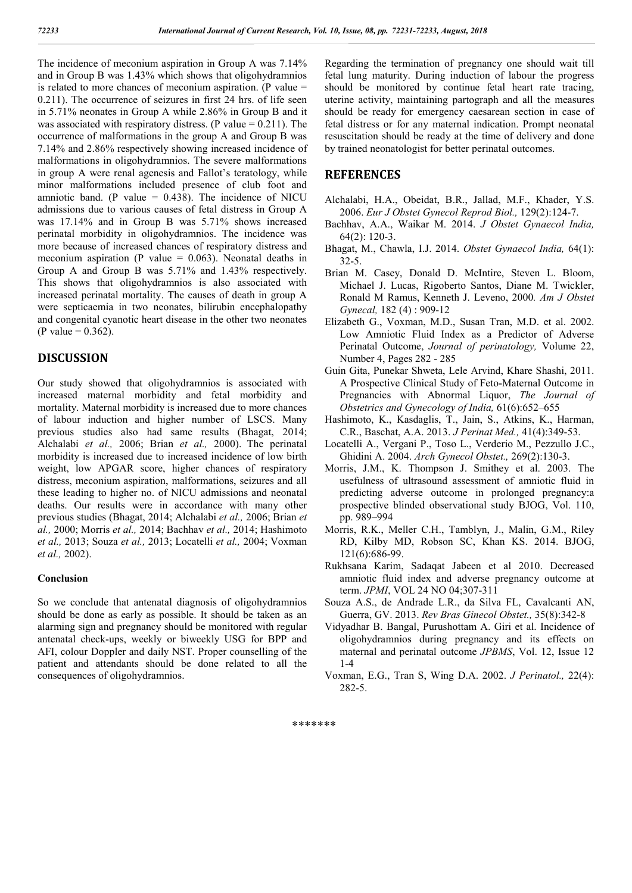The incidence of meconium aspiration in Group A was 7.14% and in Group B was 1.43% which shows that oligohydramnios is related to more chances of meconium aspiration. (P value = 0.211). The occurrence of seizures in first 24 hrs. of life seen in 5.71% neonates in Group A while 2.86% in Group B and it was associated with respiratory distress. (P value = 0.211). The occurrence of malformations in the group A and Group B was 7.14% and 2.86% respectively showing increased incidence of malformations in oligohydramnios. The severe malformations in group A were renal agenesis and Fallot's teratology, while minor malformations included presence of club foot and amniotic band. (P value = 0.438). The incidence of NICU admissions due to various causes of fetal distress in Group A was 17.14% and in Group B was 5.71% shows increased perinatal morbidity in oligohydramnios. The incidence was more because of increased chances of respiratory distress and meconium aspiration (P value = 0.063). Neonatal deaths in Group A and Group B was 5.71% and 1.43% respectively. This shows that oligohydramnios is also associated with increased perinatal mortality. The causes of death in group A were septicaemia in two neonates, bilirubin encephalopathy and congenital cyanotic heart disease in the other two neonates (P value = 0.362).

## DISCUSSION

Our study showed that oligohydramnios is associated with increased maternal morbidity and fetal morbidity and mortality. Maternal morbidity is increased due to more chances of labour induction and higher number of LSCS. Many previous studies also had same results (Bhagat, 2014; Alchalabi *et al.,* 2006; Brian *et al.,* 2000). The perinatal morbidity is increased due to increased incidence of low birth weight, low APGAR score, higher chances of respiratory distress, meconium aspiration, malformations, seizures and all these leading to higher no. of NICU admissions and neonatal deaths. Our results were in accordance with many other previous studies (Bhagat, 2014; Alchalabi *et al.,* 2006; Brian *et al.,* 2000; Morris *et al.,* 2014; Bachhav *et al.,* 2014; Hashimoto *et al.,* 2013; Souza *et al.,* 2013; Locatelli *et al.,* 2004; Voxman *et al.,* 2002).

### Conclusion

So we conclude that antenatal diagnosis of oligohydramnios should be done as early as possible. It should be taken as an alarming sign and pregnancy should be monitored with regular antenatal check-ups, weekly or biweekly USG for BPP and AFI, colour Doppler and daily NST. Proper counselling of the patient and attendants should be done related to all the consequences of oligohydramnios.

Regarding the termination of pregnancy one should wait till fetal lung maturity. During induction of labour the progress should be monitored by continue fetal heart rate tracing, uterine activity, maintaining partograph and all the measures should be ready for emergency caesarean section in case of fetal distress or for any maternal indication. Prompt neonatal resuscitation should be ready at the time of delivery and done by trained neonatologist for better perinatal outcomes.

## REFERENCES

Alchalabi, H.A., Obeidat, B.R., Jallad, M.F., Khader, Y.S. 2006. *Eur J Obstet Gynecol Reprod Biol.,* 129(2):124-7.

Bachhav, A.A., Waikar M. 2014. *J Obstet Gynaecol India,* 64(2): 120-3.

Bhagat, M., Chawla, I.J. 2014. *Obstet Gynaecol India,* 64(1): 32-5.

Brian M. Casey, Donald D. McIntire, Steven L. Bloom, Michael J. Lucas, Rigoberto Santos, Diane M. Twickler, Ronald M Ramus, Kenneth J. Leveno, 2000. *Am J Obstet Gynecal,* 182 (4) : 909-12

Elizabeth G., Voxman, M.D., Susan Tran, M.D. et al. 2002. Low Amniotic Fluid Index as a Predictor of Adverse Perinatal Outcome, *Journal of perinatology,* Volume 22, Number 4, Pages 282 - 285

Guin Gita, Punekar Shweta, Lele Arvind, Khare Shashi, 2011. A Prospective Clinical Study of Feto-Maternal Outcome in Pregnancies with Abnormal Liquor, *The Journal of Obstetrics and Gynecology of India,* 61(6):652–655

Hashimoto, K., Kasdaglis, T., Jain, S., Atkins, K., Harman, C.R., Baschat, A.A. 2013. *J Perinat Med.,* 41(4):349-53.

Locatelli A., Vergani P., Toso L., Verderio M., Pezzullo J.C., Ghidini A. 2004. *Arch Gynecol Obstet.,* 269(2):130-3.

Morris, J.M., K. Thompson J. Smithey et al. 2003. The usefulness of ultrasound assessment of amniotic fluid in predicting adverse outcome in prolonged pregnancy:a prospective blinded observational study BJOG, Vol. 110, pp. 989–994

Morris, R.K., Meller C.H., Tamblyn, J., Malin, G.M., Riley RD, Kilby MD, Robson SC, Khan KS. 2014. BJOG, 121(6):686-99.

Rukhsana Karim, Sadaqat Jabeen et al 2010. Decreased amniotic fluid index and adverse pregnancy outcome at term. *JPMI*, VOL 24 NO 04;307-311

Souza A.S., de Andrade L.R., da Silva FL, Cavalcanti AN, Guerra, GV. 2013. *Rev Bras Ginecol Obstet.,* 35(8):342-8

Vidyadhar B. Bangal, Purushottam A. Giri et al. Incidence of oligohydramnios during pregnancy and its effects on maternal and perinatal outcome *JPBMS*, Vol. 12, Issue 12 1-4

Voxman, E.G., Tran S, Wing D.A. 2002. *J Perinatol.,* 22(4): 282-5.

*******